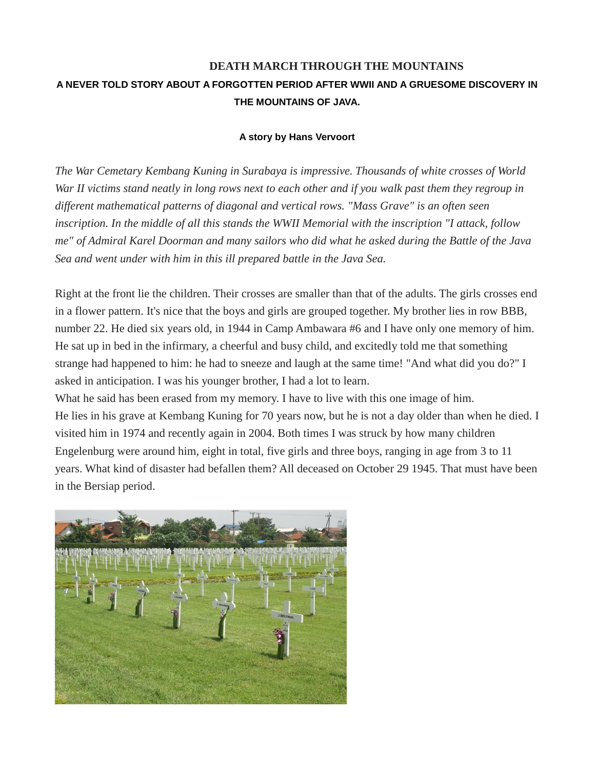# DEATH MARCH THROUGH THE MOUNTAINS

## A NEVER TOLD STORY ABOUT A FORGOTTEN PERIOD AFTER WWII AND A GRUESOME DISCOVERY IN THE MOUNTAINS OF JAVA.

**A story by Hans Vervoort**

*The War Cemetary Kembang Kuning in Surabaya is impressive. Thousands of white crosses of World War II victims stand neatly in long rows next to each other and if you walk past them they regroup in different mathematical patterns of diagonal and vertical rows. "Mass Grave" is an often seen inscription. In the middle of all this stands the WWII Memorial with the inscription "I attack, follow me" of Admiral Karel Doorman and many sailors who did what he asked during the Battle of the Java Sea and went under with him in this ill prepared battle in the Java Sea.*

Right at the front lie the children. Their crosses are smaller than that of the adults. The girls crosses end in a flower pattern. It's nice that the boys and girls are grouped together. My brother lies in row BBB, number 22. He died six years old, in 1944 in Camp Ambawara #6 and I have only one memory of him. He sat up in bed in the infirmary, a cheerful and busy child, and excitedly told me that something strange had happened to him: he had to sneeze and laugh at the same time! "And what did you do?" I asked in anticipation. I was his younger brother, I had a lot to learn.

What he said has been erased from my memory. I have to live with this one image of him.

He lies in his grave at Kembang Kuning for 70 years now, but he is not a day older than when he died. I visited him in 1974 and recently again in 2004. Both times I was struck by how many children Engelenburg were around him, eight in total, five girls and three boys, ranging in age from 3 to 11 years. What kind of disaster had befallen them? All deceased on October 29 1945. That must have been in the Bersiap period.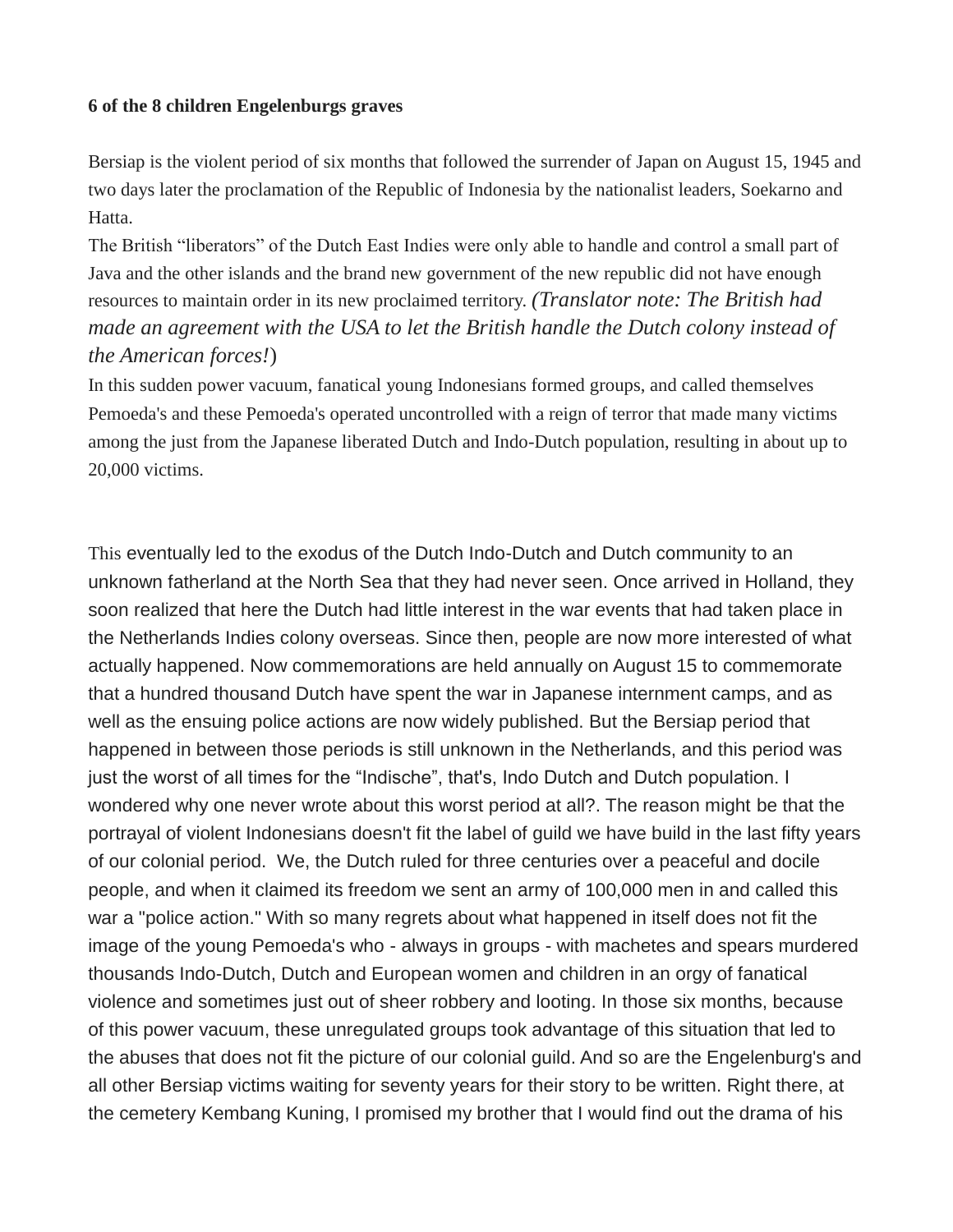**6 of the 8 children Engelenburgs graves**

Bersiap is the violent period of six months that followed the surrender of Japan on August 15, 1945 and two days later the proclamation of the Republic of Indonesia by the nationalist leaders, Soekarno and Hatta.

The British "liberators" of the Dutch East Indies were only able to handle and control a small part of Java and the other islands and the brand new government of the new republic did not have enough resources to maintain order in its new proclaimed territory. *(Translator note: The British had made an agreement with the USA to let the British handle the Dutch colony instead of the American forces!*)

In this sudden power vacuum, fanatical young Indonesians formed groups, and called themselves Pemoeda's and these Pemoeda's operated uncontrolled with a reign of terror that made many victims among the just from the Japanese liberated Dutch and Indo-Dutch population, resulting in about up to 20,000 victims.

This eventually led to the exodus of the Dutch Indo-Dutch and Dutch community to an unknown fatherland at the North Sea that they had never seen. Once arrived in Holland, they soon realized that here the Dutch had little interest in the war events that had taken place in the Netherlands Indies colony overseas. Since then, people are now more interested of what actually happened. Now commemorations are held annually on August 15 to commemorate that a hundred thousand Dutch have spent the war in Japanese internment camps, and as well as the ensuing police actions are now widely published. But the Bersiap period that happened in between those periods is still unknown in the Netherlands, and this period was just the worst of all times for the "Indische", that's, Indo Dutch and Dutch population. I wondered why one never wrote about this worst period at all?. The reason might be that the portrayal of violent Indonesians doesn't fit the label of guild we have build in the last fifty years of our colonial period. We, the Dutch ruled for three centuries over a peaceful and docile people, and when it claimed its freedom we sent an army of 100,000 men in and called this war a "police action." With so many regrets about what happened in itself does not fit the image of the young Pemoeda's who - always in groups - with machetes and spears murdered thousands Indo-Dutch, Dutch and European women and children in an orgy of fanatical violence and sometimes just out of sheer robbery and looting. In those six months, because of this power vacuum, these unregulated groups took advantage of this situation that led to the abuses that does not fit the picture of our colonial guild. And so are the Engelenburg's and all other Bersiap victims waiting for seventy years for their story to be written. Right there, at the cemetery Kembang Kuning, I promised my brother that I would find out the drama of his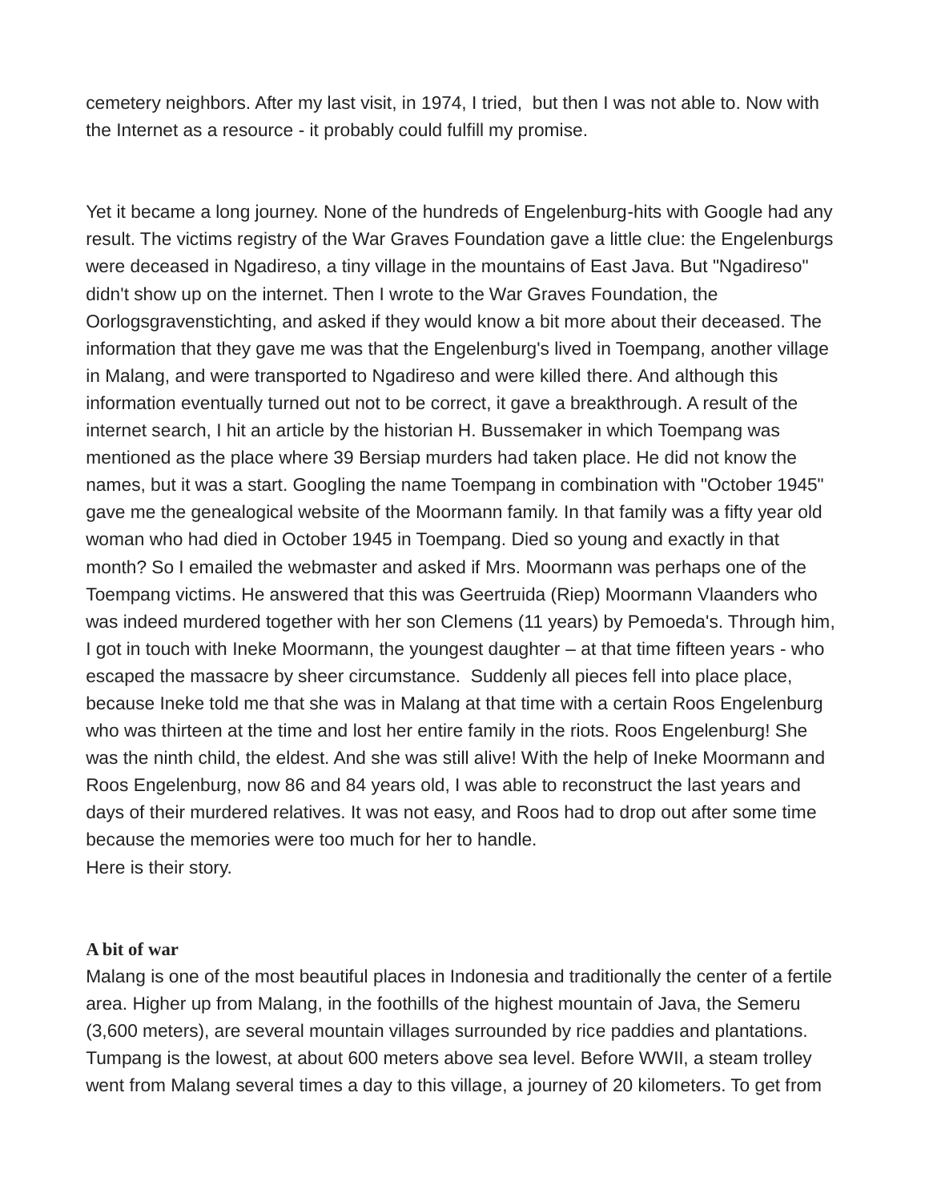cemetery neighbors. After my last visit, in 1974, I tried, but then I was not able to. Now with the Internet as a resource - it probably could fulfill my promise.

Yet it became a long journey. None of the hundreds of Engelenburg-hits with Google had any result. The victims registry of the War Graves Foundation gave a little clue: the Engelenburgs were deceased in Ngadireso, a tiny village in the mountains of East Java. But "Ngadireso" didn't show up on the internet. Then I wrote to the War Graves Foundation, the Oorlogsgravenstichting, and asked if they would know a bit more about their deceased. The information that they gave me was that the Engelenburg's lived in Toempang, another village in Malang, and were transported to Ngadireso and were killed there. And although this information eventually turned out not to be correct, it gave a breakthrough. A result of the internet search, I hit an article by the historian H. Bussemaker in which Toempang was mentioned as the place where 39 Bersiap murders had taken place. He did not know the names, but it was a start. Googling the name Toempang in combination with "October 1945" gave me the genealogical website of the Moormann family. In that family was a fifty year old woman who had died in October 1945 in Toempang. Died so young and exactly in that month? So I emailed the webmaster and asked if Mrs. Moormann was perhaps one of the Toempang victims. He answered that this was Geertruida (Riep) Moormann Vlaanders who was indeed murdered together with her son Clemens (11 years) by Pemoeda's. Through him, I got in touch with Ineke Moormann, the youngest daughter – at that time fifteen years - who escaped the massacre by sheer circumstance. Suddenly all pieces fell into place place, because Ineke told me that she was in Malang at that time with a certain Roos Engelenburg who was thirteen at the time and lost her entire family in the riots. Roos Engelenburg! She was the ninth child, the eldest. And she was still alive! With the help of Ineke Moormann and Roos Engelenburg, now 86 and 84 years old, I was able to reconstruct the last years and days of their murdered relatives. It was not easy, and Roos had to drop out after some time because the memories were too much for her to handle.
Here is their story.

**A bit of war**

Malang is one of the most beautiful places in Indonesia and traditionally the center of a fertile area. Higher up from Malang, in the foothills of the highest mountain of Java, the Semeru (3,600 meters), are several mountain villages surrounded by rice paddies and plantations. Tumpang is the lowest, at about 600 meters above sea level. Before WWII, a steam trolley went from Malang several times a day to this village, a journey of 20 kilometers. To get from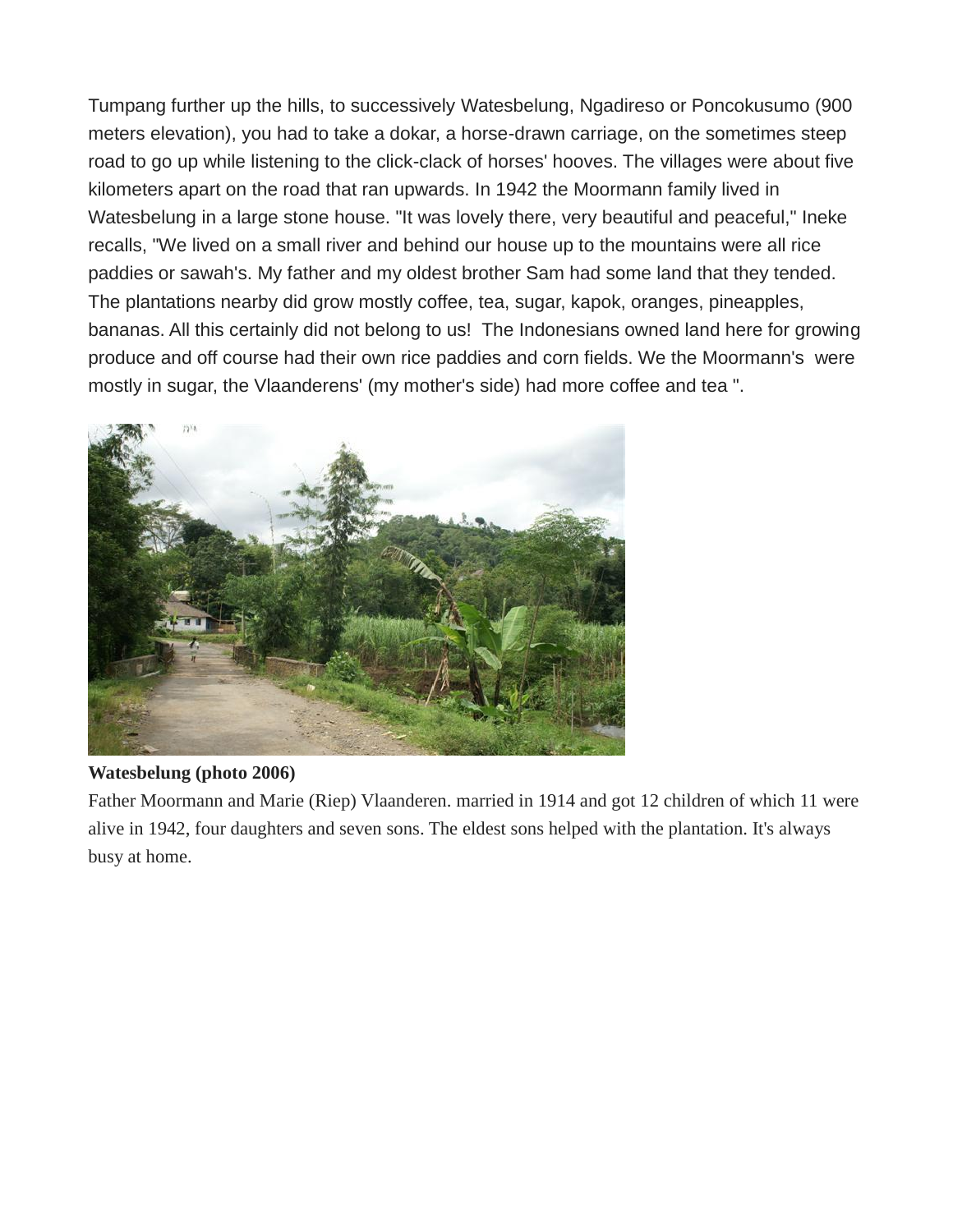Tumpang further up the hills, to successively Watesbelung, Ngadireso or Poncokusumo (900 meters elevation), you had to take a dokar, a horse-drawn carriage, on the sometimes steep road to go up while listening to the click-clack of horses' hooves. The villages were about five kilometers apart on the road that ran upwards. In 1942 the Moormann family lived in Watesbelung in a large stone house. "It was lovely there, very beautiful and peaceful," Ineke recalls, "We lived on a small river and behind our house up to the mountains were all rice paddies or sawah's. My father and my oldest brother Sam had some land that they tended. The plantations nearby did grow mostly coffee, tea, sugar, kapok, oranges, pineapples, bananas. All this certainly did not belong to us! The Indonesians owned land here for growing produce and off course had their own rice paddies and corn fields. We the Moormann's were mostly in sugar, the Vlaanderens' (my mother's side) had more coffee and tea ".

**Watesbelung (photo 2006)**

Father Moormann and Marie (Riep) Vlaanderen. married in 1914 and got 12 children of which 11 were alive in 1942, four daughters and seven sons. The eldest sons helped with the plantation. It's always busy at home.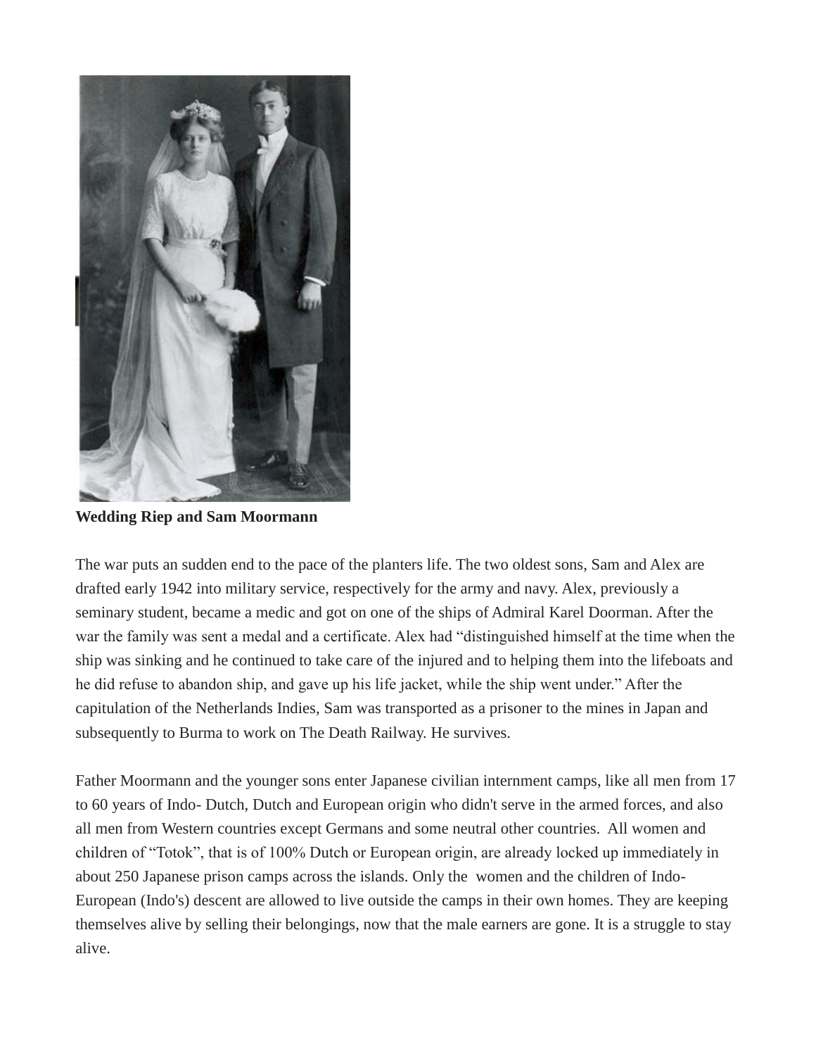**Wedding Riep and Sam Moormann**

The war puts an sudden end to the pace of the planters life. The two oldest sons, Sam and Alex are drafted early 1942 into military service, respectively for the army and navy. Alex, previously a seminary student, became a medic and got on one of the ships of Admiral Karel Doorman. After the war the family was sent a medal and a certificate. Alex had "distinguished himself at the time when the ship was sinking and he continued to take care of the injured and to helping them into the lifeboats and he did refuse to abandon ship, and gave up his life jacket, while the ship went under." After the capitulation of the Netherlands Indies, Sam was transported as a prisoner to the mines in Japan and subsequently to Burma to work on The Death Railway. He survives.

Father Moormann and the younger sons enter Japanese civilian internment camps, like all men from 17 to 60 years of Indo- Dutch, Dutch and European origin who didn't serve in the armed forces, and also all men from Western countries except Germans and some neutral other countries. All women and children of "Totok", that is of 100% Dutch or European origin, are already locked up immediately in about 250 Japanese prison camps across the islands. Only the women and the children of Indo-European (Indo's) descent are allowed to live outside the camps in their own homes. They are keeping themselves alive by selling their belongings, now that the male earners are gone. It is a struggle to stay alive.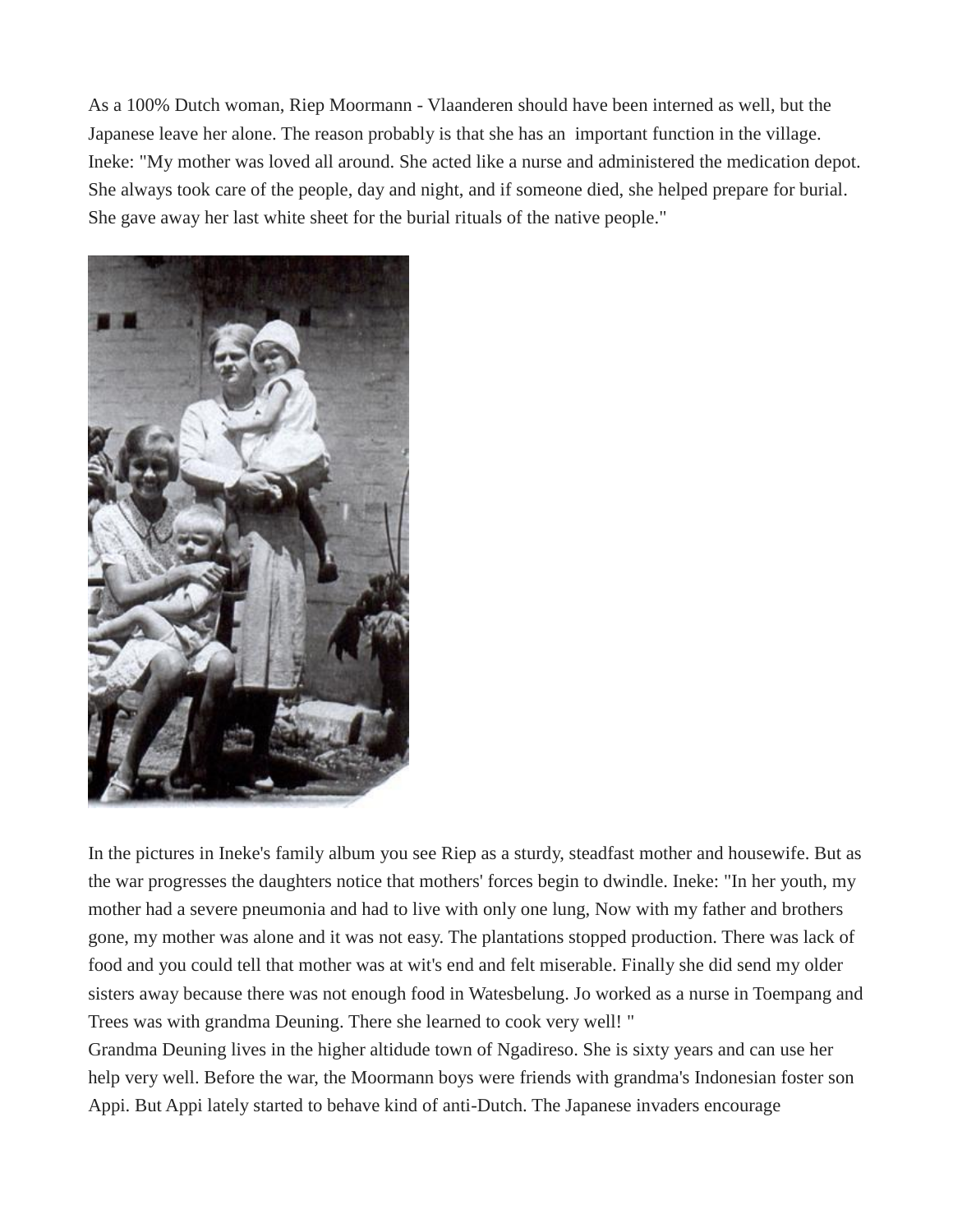As a 100% Dutch woman, Riep Moormann - Vlaanderen should have been interned as well, but the Japanese leave her alone. The reason probably is that she has an important function in the village. Ineke: "My mother was loved all around. She acted like a nurse and administered the medication depot. She always took care of the people, day and night, and if someone died, she helped prepare for burial. She gave away her last white sheet for the burial rituals of the native people."

In the pictures in Ineke's family album you see Riep as a sturdy, steadfast mother and housewife. But as the war progresses the daughters notice that mothers' forces begin to dwindle. Ineke: "In her youth, my mother had a severe pneumonia and had to live with only one lung, Now with my father and brothers gone, my mother was alone and it was not easy. The plantations stopped production. There was lack of food and you could tell that mother was at wit's end and felt miserable. Finally she did send my older sisters away because there was not enough food in Watesbelung. Jo worked as a nurse in Toempang and Trees was with grandma Deuning. There she learned to cook very well! "
Grandma Deuning lives in the higher altidude town of Ngadireso. She is sixty years and can use her help very well. Before the war, the Moormann boys were friends with grandma's Indonesian foster son Appi. But Appi lately started to behave kind of anti-Dutch. The Japanese invaders encourage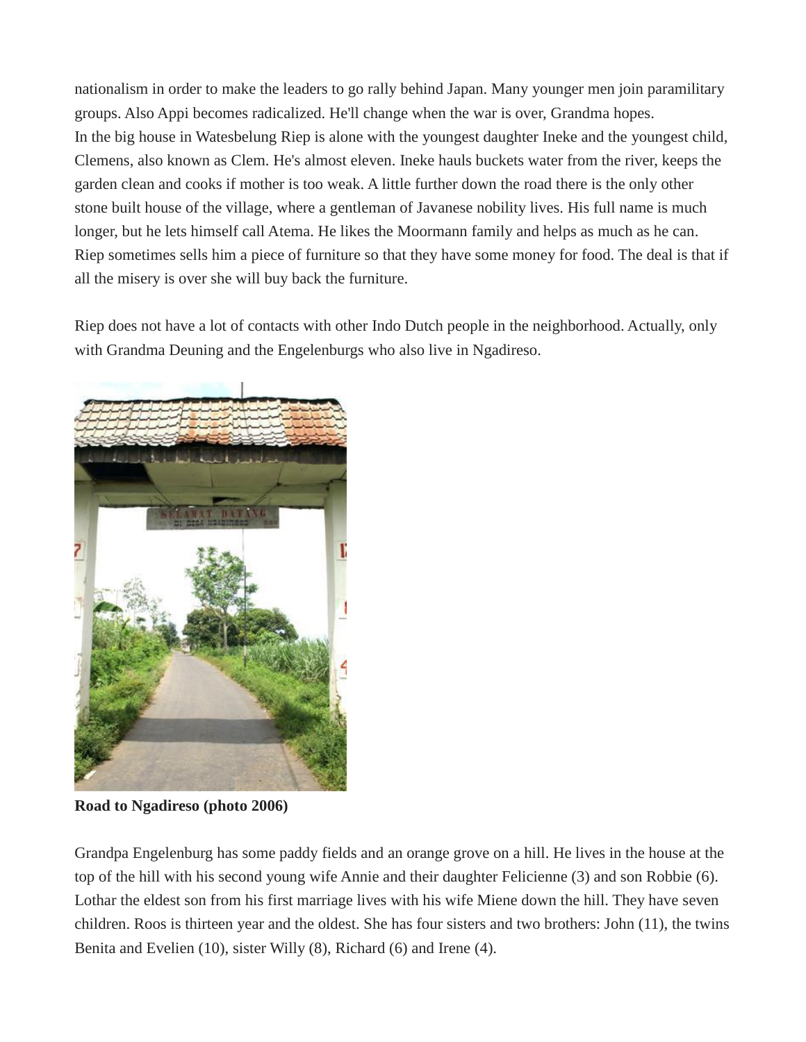nationalism in order to make the leaders to go rally behind Japan. Many younger men join paramilitary groups. Also Appi becomes radicalized. He'll change when the war is over, Grandma hopes.
In the big house in Watesbelung Riep is alone with the youngest daughter Ineke and the youngest child, Clemens, also known as Clem. He's almost eleven. Ineke hauls buckets water from the river, keeps the garden clean and cooks if mother is too weak. A little further down the road there is the only other stone built house of the village, where a gentleman of Javanese nobility lives. His full name is much longer, but he lets himself call Atema. He likes the Moormann family and helps as much as he can. Riep sometimes sells him a piece of furniture so that they have some money for food. The deal is that if all the misery is over she will buy back the furniture.

Riep does not have a lot of contacts with other Indo Dutch people in the neighborhood. Actually, only with Grandma Deuning and the Engelenburgs who also live in Ngadireso.

**Road to Ngadireso (photo 2006)**

Grandpa Engelenburg has some paddy fields and an orange grove on a hill. He lives in the house at the top of the hill with his second young wife Annie and their daughter Felicienne (3) and son Robbie (6). Lothar the eldest son from his first marriage lives with his wife Miene down the hill. They have seven children. Roos is thirteen year and the oldest. She has four sisters and two brothers: John (11), the twins Benita and Evelien (10), sister Willy (8), Richard (6) and Irene (4).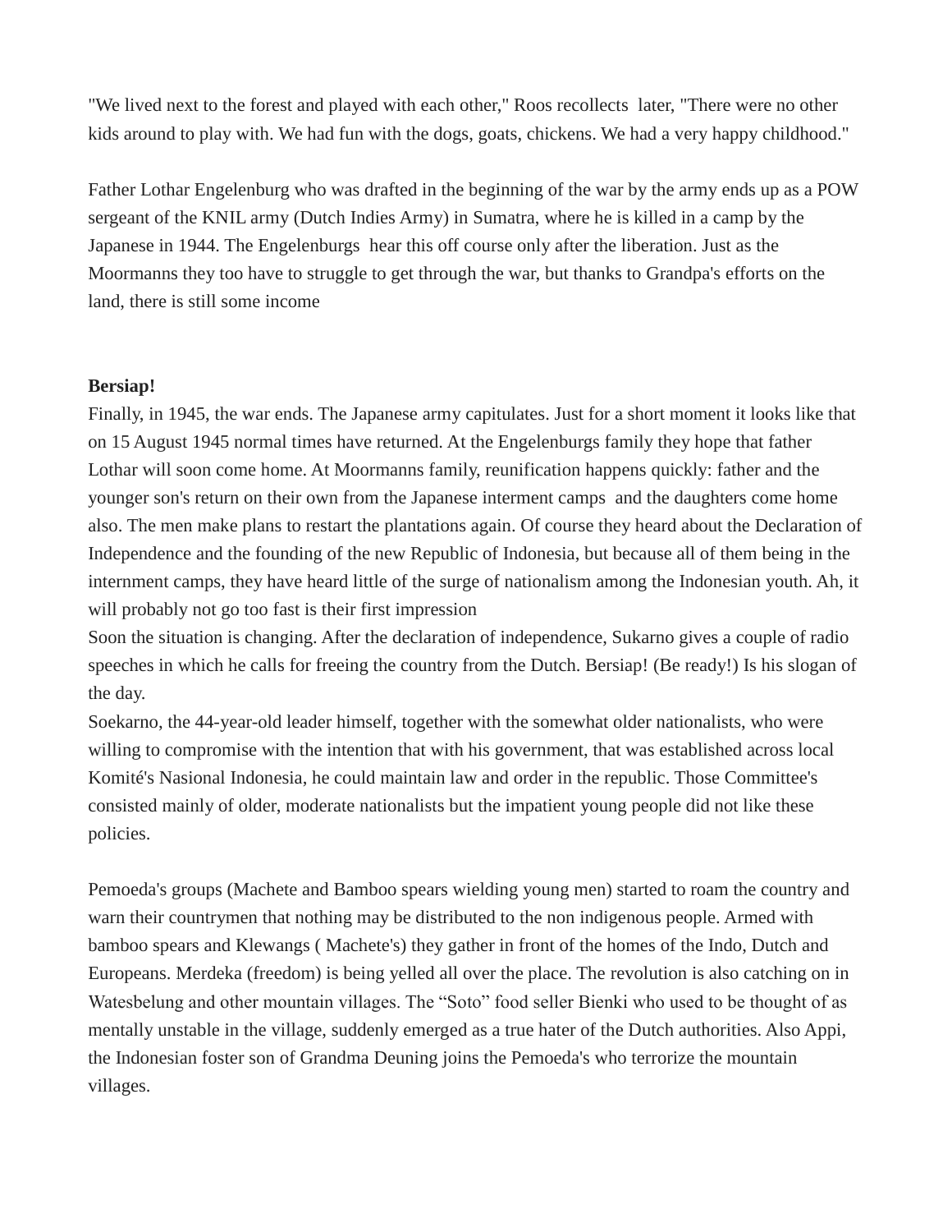"We lived next to the forest and played with each other," Roos recollects  later, "There were no other kids around to play with. We had fun with the dogs, goats, chickens. We had a very happy childhood."

Father Lothar Engelenburg who was drafted in the beginning of the war by the army ends up as a POW sergeant of the KNIL army (Dutch Indies Army) in Sumatra, where he is killed in a camp by the Japanese in 1944. The Engelenburgs  hear this off course only after the liberation. Just as the Moormanns they too have to struggle to get through the war, but thanks to Grandpa's efforts on the land, there is still some income

**Bersiap!**

Finally, in 1945, the war ends. The Japanese army capitulates. Just for a short moment it looks like that on 15 August 1945 normal times have returned. At the Engelenburgs family they hope that father Lothar will soon come home. At Moormanns family, reunification happens quickly: father and the younger son's return on their own from the Japanese interment camps  and the daughters come home also. The men make plans to restart the plantations again. Of course they heard about the Declaration of Independence and the founding of the new Republic of Indonesia, but because all of them being in the internment camps, they have heard little of the surge of nationalism among the Indonesian youth. Ah, it will probably not go too fast is their first impression

Soon the situation is changing. After the declaration of independence, Sukarno gives a couple of radio speeches in which he calls for freeing the country from the Dutch. Bersiap! (Be ready!) Is his slogan of the day.

Soekarno, the 44-year-old leader himself, together with the somewhat older nationalists, who were willing to compromise with the intention that with his government, that was established across local Komité's Nasional Indonesia, he could maintain law and order in the republic. Those Committee's consisted mainly of older, moderate nationalists but the impatient young people did not like these policies.

Pemoeda's groups (Machete and Bamboo spears wielding young men) started to roam the country and warn their countrymen that nothing may be distributed to the non indigenous people. Armed with bamboo spears and Klewangs ( Machete's) they gather in front of the homes of the Indo, Dutch and Europeans. Merdeka (freedom) is being yelled all over the place. The revolution is also catching on in Watesbelung and other mountain villages. The "Soto" food seller Bienki who used to be thought of as mentally unstable in the village, suddenly emerged as a true hater of the Dutch authorities. Also Appi, the Indonesian foster son of Grandma Deuning joins the Pemoeda's who terrorize the mountain villages.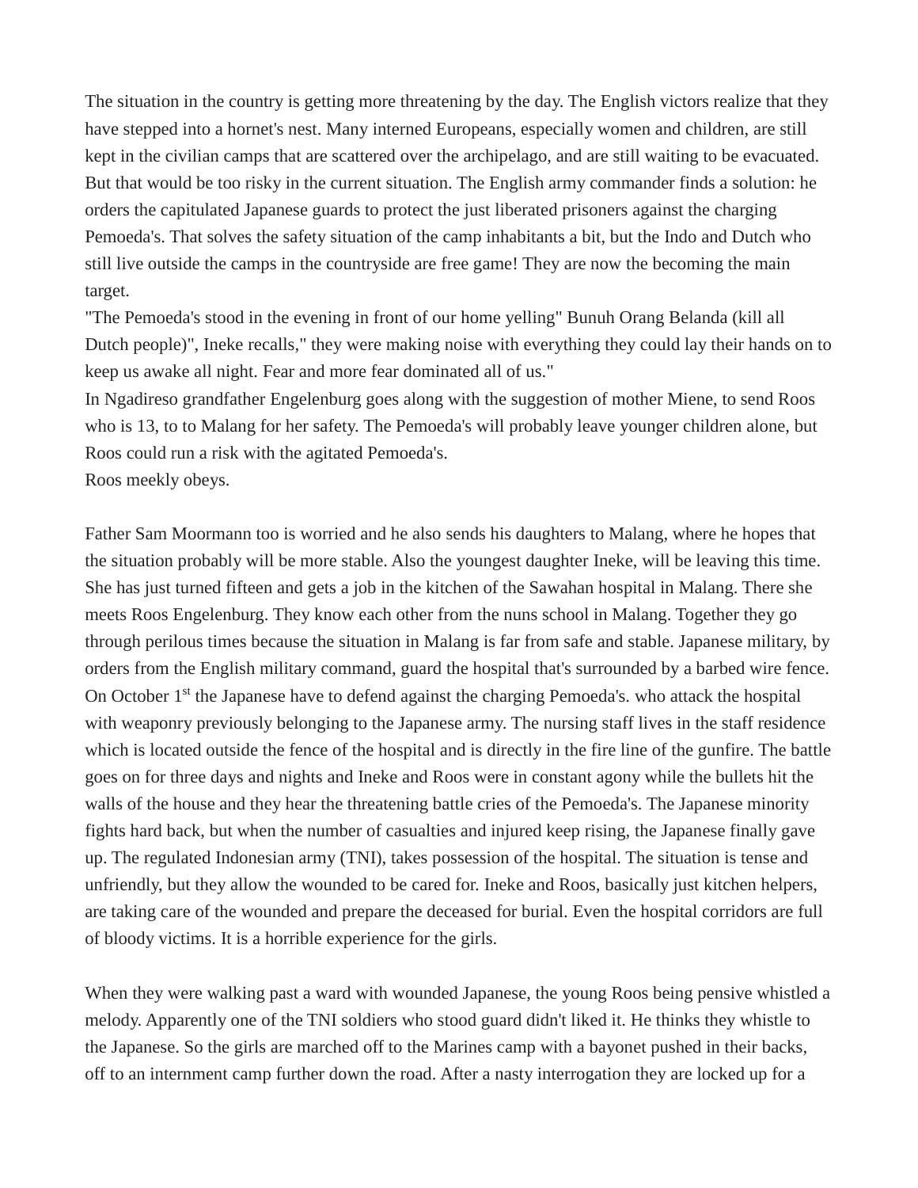The situation in the country is getting more threatening by the day. The English victors realize that they have stepped into a hornet's nest. Many interned Europeans, especially women and children, are still kept in the civilian camps that are scattered over the archipelago, and are still waiting to be evacuated. But that would be too risky in the current situation. The English army commander finds a solution: he orders the capitulated Japanese guards to protect the just liberated prisoners against the charging Pemoeda's. That solves the safety situation of the camp inhabitants a bit, but the Indo and Dutch who still live outside the camps in the countryside are free game! They are now the becoming the main target.
"The Pemoeda's stood in the evening in front of our home yelling" Bunuh Orang Belanda (kill all Dutch people)", Ineke recalls," they were making noise with everything they could lay their hands on to keep us awake all night. Fear and more fear dominated all of us."
In Ngadireso grandfather Engelenburg goes along with the suggestion of mother Miene, to send Roos who is 13, to to Malang for her safety. The Pemoeda's will probably leave younger children alone, but Roos could run a risk with the agitated Pemoeda's.
Roos meekly obeys.

Father Sam Moormann too is worried and he also sends his daughters to Malang, where he hopes that the situation probably will be more stable. Also the youngest daughter Ineke, will be leaving this time. She has just turned fifteen and gets a job in the kitchen of the Sawahan hospital in Malang. There she meets Roos Engelenburg. They know each other from the nuns school in Malang. Together they go through perilous times because the situation in Malang is far from safe and stable. Japanese military, by orders from the English military command, guard the hospital that's surrounded by a barbed wire fence. On October 1st the Japanese have to defend against the charging Pemoeda's. who attack the hospital with weaponry previously belonging to the Japanese army. The nursing staff lives in the staff residence which is located outside the fence of the hospital and is directly in the fire line of the gunfire. The battle goes on for three days and nights and Ineke and Roos were in constant agony while the bullets hit the walls of the house and they hear the threatening battle cries of the Pemoeda's. The Japanese minority fights hard back, but when the number of casualties and injured keep rising, the Japanese finally gave up. The regulated Indonesian army (TNI), takes possession of the hospital. The situation is tense and unfriendly, but they allow the wounded to be cared for. Ineke and Roos, basically just kitchen helpers, are taking care of the wounded and prepare the deceased for burial. Even the hospital corridors are full of bloody victims. It is a horrible experience for the girls.

When they were walking past a ward with wounded Japanese, the young Roos being pensive whistled a melody. Apparently one of the TNI soldiers who stood guard didn't liked it. He thinks they whistle to the Japanese. So the girls are marched off to the Marines camp with a bayonet pushed in their backs, off to an internment camp further down the road. After a nasty interrogation they are locked up for a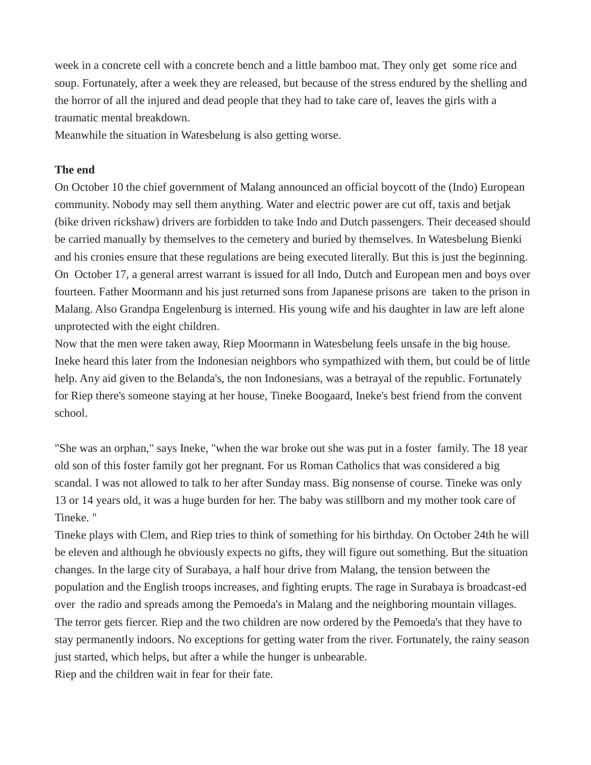week in a concrete cell with a concrete bench and a little bamboo mat. They only get some rice and soup. Fortunately, after a week they are released, but because of the stress endured by the shelling and the horror of all the injured and dead people that they had to take care of, leaves the girls with a traumatic mental breakdown.
Meanwhile the situation in Watesbelung is also getting worse.

**The end**
On October 10 the chief government of Malang announced an official boycott of the (Indo) European community. Nobody may sell them anything. Water and electric power are cut off, taxis and betjak (bike driven rickshaw) drivers are forbidden to take Indo and Dutch passengers. Their deceased should be carried manually by themselves to the cemetery and buried by themselves. In Watesbelung Bienki and his cronies ensure that these regulations are being executed literally. But this is just the beginning. On October 17, a general arrest warrant is issued for all Indo, Dutch and European men and boys over fourteen. Father Moormann and his just returned sons from Japanese prisons are taken to the prison in Malang. Also Grandpa Engelenburg is interned. His young wife and his daughter in law are left alone unprotected with the eight children.
Now that the men were taken away, Riep Moormann in Watesbelung feels unsafe in the big house. Ineke heard this later from the Indonesian neighbors who sympathized with them, but could be of little help. Any aid given to the Belanda's, the non Indonesians, was a betrayal of the republic. Fortunately for Riep there's someone staying at her house, Tineke Boogaard, Ineke's best friend from the convent school.

"She was an orphan," says Ineke, "when the war broke out she was put in a foster family. The 18 year old son of this foster family got her pregnant. For us Roman Catholics that was considered a big scandal. I was not allowed to talk to her after Sunday mass. Big nonsense of course. Tineke was only 13 or 14 years old, it was a huge burden for her. The baby was stillborn and my mother took care of Tineke. "
Tineke plays with Clem, and Riep tries to think of something for his birthday. On October 24th he will be eleven and although he obviously expects no gifts, they will figure out something. But the situation changes. In the large city of Surabaya, a half hour drive from Malang, the tension between the population and the English troops increases, and fighting erupts. The rage in Surabaya is broadcast-ed over the radio and spreads among the Pemoeda's in Malang and the neighboring mountain villages. The terror gets fiercer. Riep and the two children are now ordered by the Pemoeda's that they have to stay permanently indoors. No exceptions for getting water from the river. Fortunately, the rainy season just started, which helps, but after a while the hunger is unbearable.
Riep and the children wait in fear for their fate.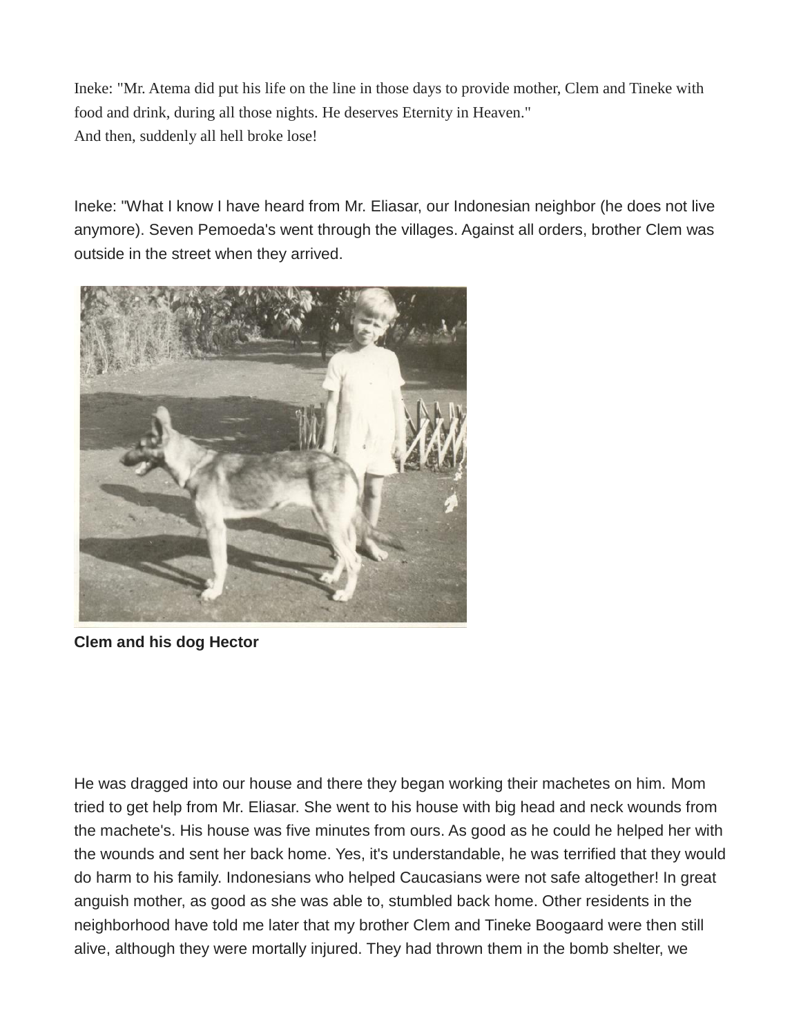Ineke: "Mr. Atema did put his life on the line in those days to provide mother, Clem and Tineke with food and drink, during all those nights. He deserves Eternity in Heaven."
And then, suddenly all hell broke lose!

Ineke: "What I know I have heard from Mr. Eliasar, our Indonesian neighbor (he does not live anymore). Seven Pemoeda's went through the villages. Against all orders, brother Clem was outside in the street when they arrived.

**Clem and his dog Hector**

He was dragged into our house and there they began working their machetes on him. Mom tried to get help from Mr. Eliasar. She went to his house with big head and neck wounds from the machete's. His house was five minutes from ours. As good as he could he helped her with the wounds and sent her back home. Yes, it's understandable, he was terrified that they would do harm to his family. Indonesians who helped Caucasians were not safe altogether! In great anguish mother, as good as she was able to, stumbled back home. Other residents in the neighborhood have told me later that my brother Clem and Tineke Boogaard were then still alive, although they were mortally injured. They had thrown them in the bomb shelter, we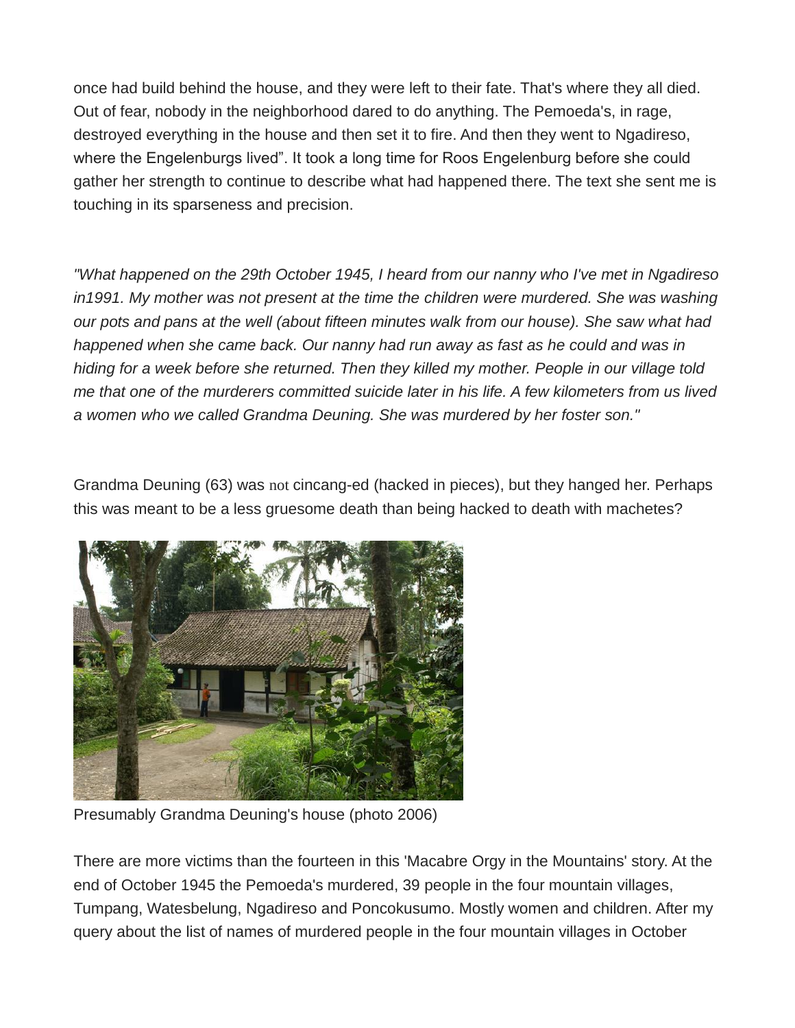once had build behind the house, and they were left to their fate. That's where they all died. Out of fear, nobody in the neighborhood dared to do anything. The Pemoeda's, in rage, destroyed everything in the house and then set it to fire. And then they went to Ngadireso, where the Engelenburgs lived". It took a long time for Roos Engelenburg before she could gather her strength to continue to describe what had happened there. The text she sent me is touching in its sparseness and precision.

*"What happened on the 29th October 1945, I heard from our nanny who I've met in Ngadireso in1991. My mother was not present at the time the children were murdered. She was washing our pots and pans at the well (about fifteen minutes walk from our house). She saw what had happened when she came back. Our nanny had run away as fast as he could and was in hiding for a week before she returned. Then they killed my mother. People in our village told me that one of the murderers committed suicide later in his life. A few kilometers from us lived a women who we called Grandma Deuning. She was murdered by her foster son."*

Grandma Deuning (63) was not cincang-ed (hacked in pieces), but they hanged her. Perhaps this was meant to be a less gruesome death than being hacked to death with machetes?

Presumably Grandma Deuning's house (photo 2006)

There are more victims than the fourteen in this 'Macabre Orgy in the Mountains' story. At the end of October 1945 the Pemoeda's murdered, 39 people in the four mountain villages, Tumpang, Watesbelung, Ngadireso and Poncokusumo. Mostly women and children. After my query about the list of names of murdered people in the four mountain villages in October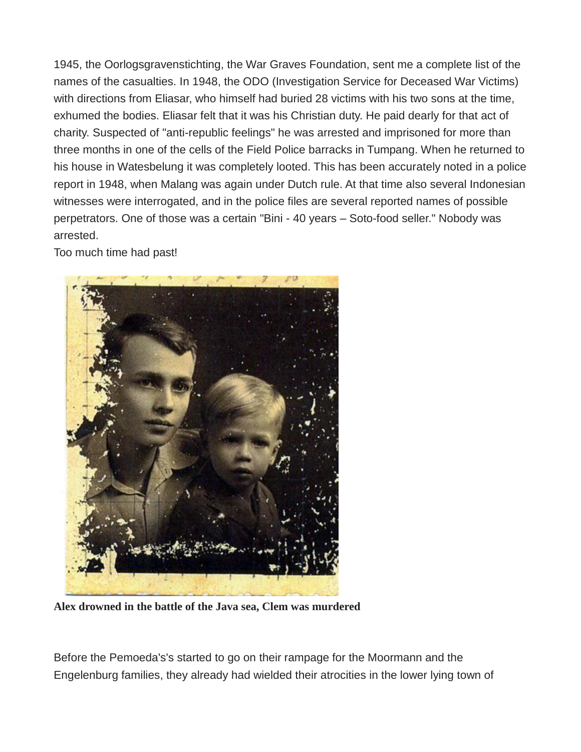1945, the Oorlogsgravenstichting, the War Graves Foundation, sent me a complete list of the names of the casualties. In 1948, the ODO (Investigation Service for Deceased War Victims) with directions from Eliasar, who himself had buried 28 victims with his two sons at the time, exhumed the bodies. Eliasar felt that it was his Christian duty. He paid dearly for that act of charity. Suspected of "anti-republic feelings" he was arrested and imprisoned for more than three months in one of the cells of the Field Police barracks in Tumpang. When he returned to his house in Watesbelung it was completely looted. This has been accurately noted in a police report in 1948, when Malang was again under Dutch rule. At that time also several Indonesian witnesses were interrogated, and in the police files are several reported names of possible perpetrators. One of those was a certain "Bini - 40 years – Soto-food seller." Nobody was arrested.
Too much time had past!

**Alex drowned in the battle of the Java sea, Clem was murdered**

Before the Pemoeda's's started to go on their rampage for the Moormann and the Engelenburg families, they already had wielded their atrocities in the lower lying town of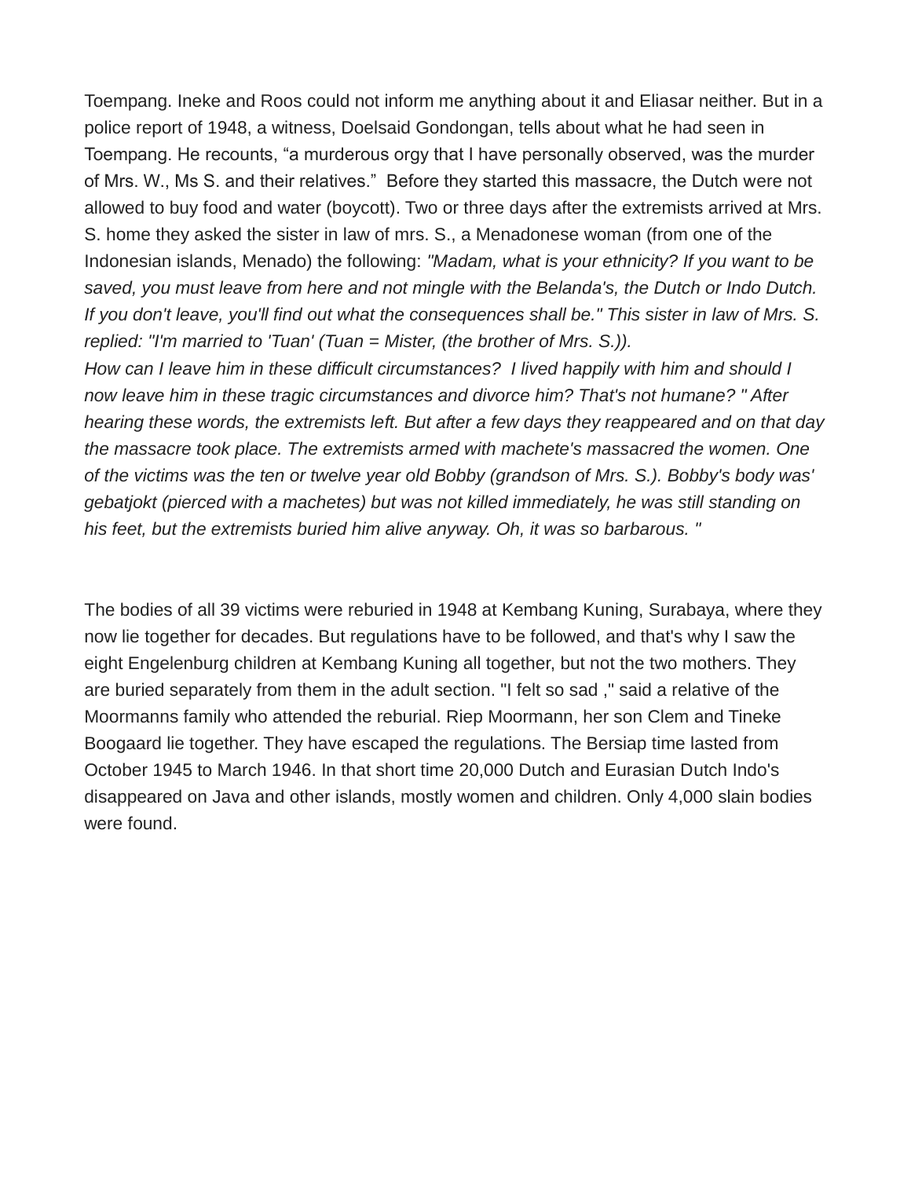Toempang. Ineke and Roos could not inform me anything about it and Eliasar neither. But in a police report of 1948, a witness, Doelsaid Gondongan, tells about what he had seen in Toempang. He recounts, “a murderous orgy that I have personally observed, was the murder of Mrs. W., Ms S. and their relatives.” Before they started this massacre, the Dutch were not allowed to buy food and water (boycott). Two or three days after the extremists arrived at Mrs. S. home they asked the sister in law of mrs. S., a Menadonese woman (from one of the Indonesian islands, Menado) the following: *"Madam, what is your ethnicity? If you want to be saved, you must leave from here and not mingle with the Belanda's, the Dutch or Indo Dutch. If you don't leave, you'll find out what the consequences shall be." This sister in law of Mrs. S. replied: "I'm married to 'Tuan' (Tuan = Mister, (the brother of Mrs. S.)).*
*How can I leave him in these difficult circumstances? I lived happily with him and should I now leave him in these tragic circumstances and divorce him? That's not humane? " After hearing these words, the extremists left. But after a few days they reappeared and on that day the massacre took place. The extremists armed with machete's massacred the women. One of the victims was the ten or twelve year old Bobby (grandson of Mrs. S.). Bobby's body was' gebatjokt (pierced with a machetes) but was not killed immediately, he was still standing on his feet, but the extremists buried him alive anyway. Oh, it was so barbarous. "*

The bodies of all 39 victims were reburied in 1948 at Kembang Kuning, Surabaya, where they now lie together for decades. But regulations have to be followed, and that's why I saw the eight Engelenburg children at Kembang Kuning all together, but not the two mothers. They are buried separately from them in the adult section. "I felt so sad ," said a relative of the Moormanns family who attended the reburial. Riep Moormann, her son Clem and Tineke Boogaard lie together. They have escaped the regulations. The Bersiap time lasted from October 1945 to March 1946. In that short time 20,000 Dutch and Eurasian Dutch Indo's disappeared on Java and other islands, mostly women and children. Only 4,000 slain bodies were found.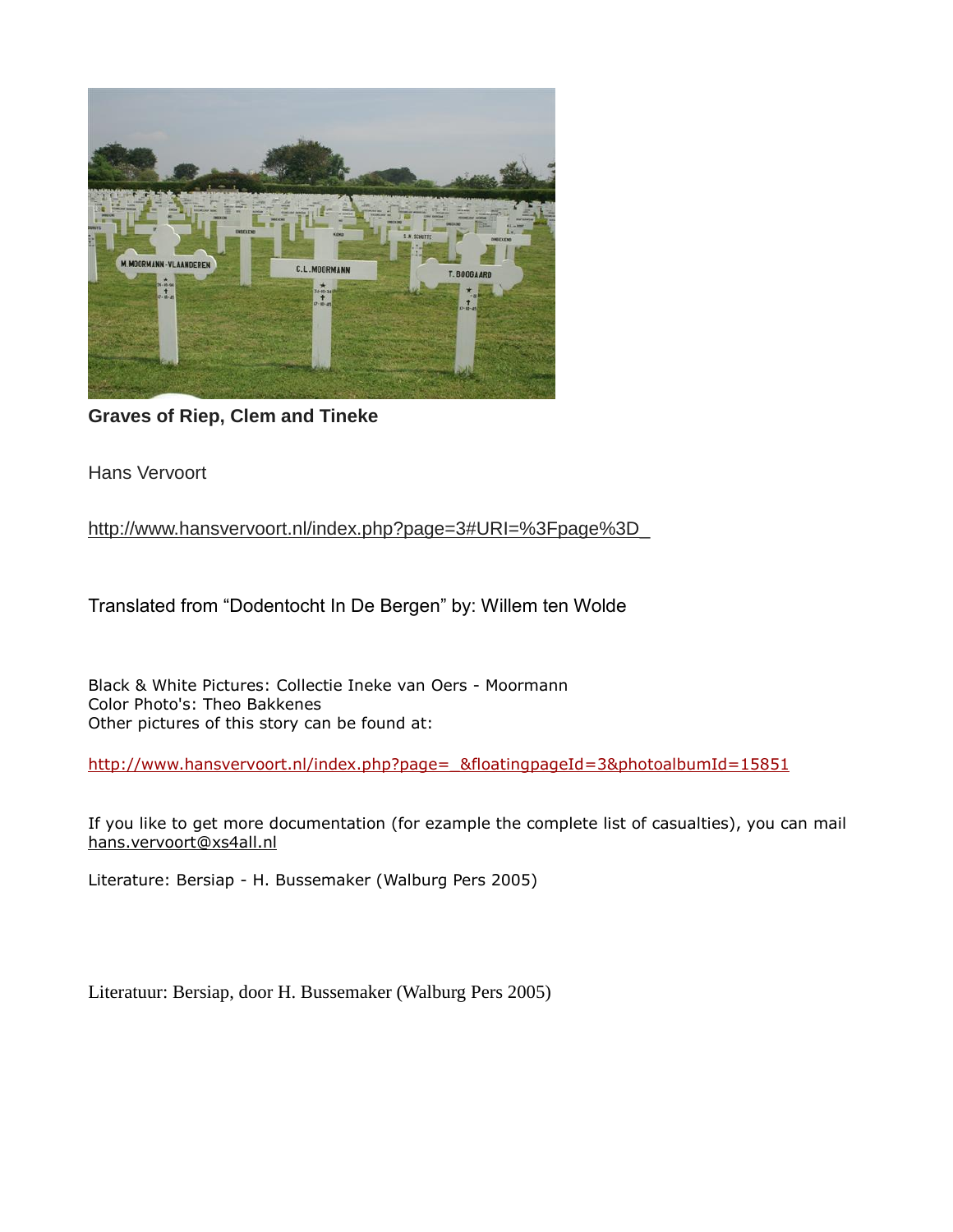**Graves of Riep, Clem and Tineke**

Hans Vervoort

http://www.hansvervoort.nl/index.php?page=3#URI=%3Fpage%3D_

Translated from “Dodentocht In De Bergen” by: Willem ten Wolde

Black & White Pictures: Collectie Ineke van Oers - Moormann
Color Photo's: Theo Bakkenes
Other pictures of this story can be found at:

http://www.hansvervoort.nl/index.php?page=_&floatingpageId=3&photoalbumId=15851

If you like to get more documentation (for ezample the complete list of casualties), you can mail hans.vervoort@xs4all.nl

Literature: Bersiap - H. Bussemaker (Walburg Pers 2005)

Literatuur: Bersiap, door H. Bussemaker (Walburg Pers 2005)